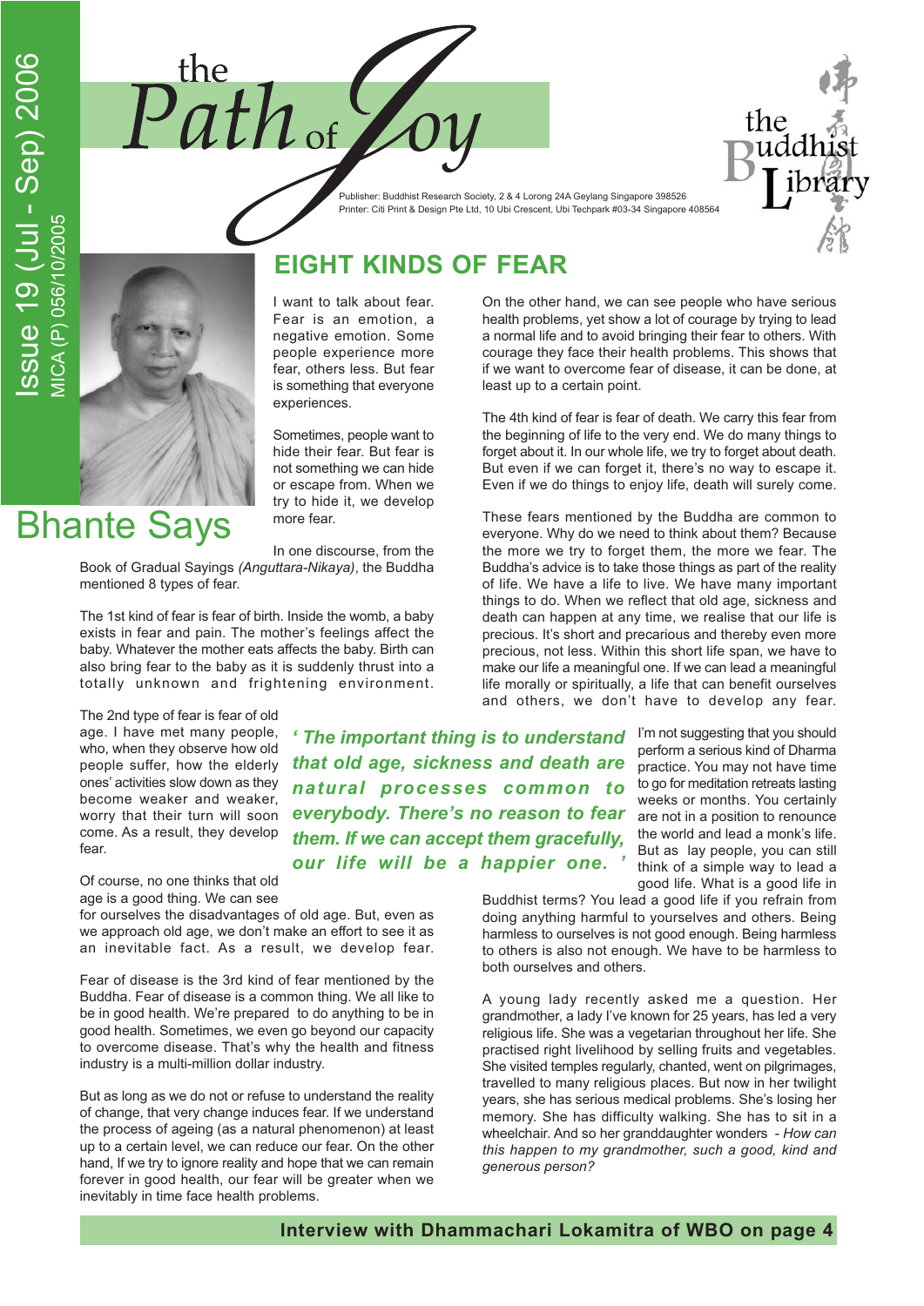# the Path of Joy

Issue 19 (Jul - Sep) 2006
MICA (P) 056/10/2005

Publisher: Buddhist Research Society, 2 & 4 Lorong 24A Geylang Singapore 398526
Printer: Citi Print & Design Pte Ltd, 10 Ubi Crescent, Ubi Techpark #03-34 Singapore 408564

the Buddhist Library

## Bhante Says

## EIGHT KINDS OF FEAR

I want to talk about fear. Fear is an emotion, a negative emotion. Some people experience more fear, others less. But fear is something that everyone experiences.

Sometimes, people want to hide their fear. But fear is not something we can hide or escape from. When we try to hide it, we develop more fear.

In one discourse, from the Book of Gradual Sayings *(Anguttara-Nikaya)*, the Buddha mentioned 8 types of fear.

The 1st kind of fear is fear of birth. Inside the womb, a baby exists in fear and pain. The mother's feelings affect the baby. Whatever the mother eats affects the baby. Birth can also bring fear to the baby as it is suddenly thrust into a totally unknown and frightening environment.

The 2nd type of fear is fear of old age. I have met many people, who, when they observe how old people suffer, how the elderly ones' activities slow down as they become weaker and weaker, worry that their turn will soon come. As a result, they develop fear.

Of course, no one thinks that old age is a good thing. We can see for ourselves the disadvantages of old age. But, even as we approach old age, we don't make an effort to see it as an inevitable fact. As a result, we develop fear.

Fear of disease is the 3rd kind of fear mentioned by the Buddha. Fear of disease is a common thing. We all like to be in good health. We're prepared to do anything to be in good health. Sometimes, we even go beyond our capacity to overcome disease. That's why the health and fitness industry is a multi-million dollar industry.

But as long as we do not or refuse to understand the reality of change, that very change induces fear. If we understand the process of ageing (as a natural phenomenon) at least up to a certain level, we can reduce our fear. On the other hand, If we try to ignore reality and hope that we can remain forever in good health, our fear will be greater when we inevitably in time face health problems.

On the other hand, we can see people who have serious health problems, yet show a lot of courage by trying to lead a normal life and to avoid bringing their fear to others. With courage they face their health problems. This shows that if we want to overcome fear of disease, it can be done, at least up to a certain point.

The 4th kind of fear is fear of death. We carry this fear from the beginning of life to the very end. We do many things to forget about it. In our whole life, we try to forget about death. But even if we can forget it, there's no way to escape it. Even if we do things to enjoy life, death will surely come.

These fears mentioned by the Buddha are common to everyone. Why do we need to think about them? Because the more we try to forget them, the more we fear. The Buddha's advice is to take those things as part of the reality of life. We have a life to live. We have many important things to do. When we reflect that old age, sickness and death can happen at any time, we realise that our life is precious. It's short and precarious and thereby even more precious, not less. Within this short life span, we have to make our life a meaningful one. If we can lead a meaningful life morally or spiritually, a life that can benefit ourselves and others, we don't have to develop any fear.

***' The important thing is to understand that old age, sickness and death are natural processes common to everybody. There's no reason to fear them. If we can accept them gracefully, our life will be a happier one. '***

I'm not suggesting that you should perform a serious kind of Dharma practice. You may not have time to go for meditation retreats lasting weeks or months. You certainly are not in a position to renounce the world and lead a monk's life. But as lay people, you can still think of a simple way to lead a good life in Buddhist terms? You lead a good life if you refrain from doing anything harmful to yourselves and others. Being harmless to ourselves is not good enough. Being harmless to others is also not enough. We have to be harmless to both ourselves and others.

A young lady recently asked me a question. Her grandmother, a lady I've known for 25 years, has led a very religious life. She was a vegetarian throughout her life. She practised right livelihood by selling fruits and vegetables. She visited temples regularly, chanted, went on pilgrimages, travelled to many religious places. But now in her twilight years, she has serious medical problems. She's losing her memory. She has difficulty walking. She has to sit in a wheelchair. And so her granddaughter wonders - *How can this happen to my grandmother, such a good, kind and generous person?*

**Interview with Dhammachari Lokamitra of WBO on page 4**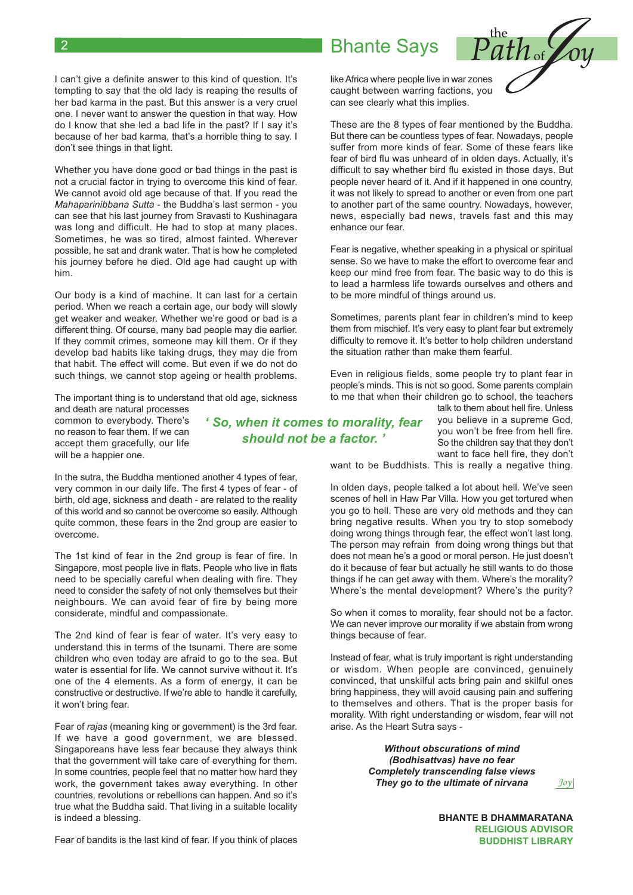I can't give a definite answer to this kind of question. It's tempting to say that the old lady is reaping the results of her bad karma in the past. But this answer is a very cruel one. I never want to answer the question in that way. How do I know that she led a bad life in the past? If I say it's because of her bad karma, that's a horrible thing to say. I don't see things in that light.

Whether you have done good or bad things in the past is not a crucial factor in trying to overcome this kind of fear. We cannot avoid old age because of that. If you read the *Mahaparinibbana Sutta* - the Buddha's last sermon - you can see that his last journey from Sravasti to Kushinagara was long and difficult. He had to stop at many places. Sometimes, he was so tired, almost fainted. Wherever possible, he sat and drank water. That is how he completed his journey before he died. Old age had caught up with him.

Our body is a kind of machine. It can last for a certain period. When we reach a certain age, our body will slowly get weaker and weaker. Whether we're good or bad is a different thing. Of course, many bad people may die earlier. If they commit crimes, someone may kill them. Or if they develop bad habits like taking drugs, they may die from that habit. The effect will come. But even if we do not do such things, we cannot stop ageing or health problems.

The important thing is to understand that old age, sickness and death are natural processes common to everybody. There's no reason to fear them. If we can accept them gracefully, our life will be a happier one.

> ***' So, when it comes to morality, fear should not be a factor. '***

In the sutra, the Buddha mentioned another 4 types of fear, very common in our daily life. The first 4 types of fear - of birth, old age, sickness and death - are related to the reality of this world and so cannot be overcome so easily. Although quite common, these fears in the 2nd group are easier to overcome.

The 1st kind of fear in the 2nd group is fear of fire. In Singapore, most people live in flats. People who live in flats need to be specially careful when dealing with fire. They need to consider the safety of not only themselves but their neighbours. We can avoid fear of fire by being more considerate, mindful and compassionate.

The 2nd kind of fear is fear of water. It's very easy to understand this in terms of the tsunami. There are some children who even today are afraid to go to the sea. But water is essential for life. We cannot survive without it. It's one of the 4 elements. As a form of energy, it can be constructive or destructive. If we're able to handle it carefully, it won't bring fear.

Fear of *rajas* (meaning king or government) is the 3rd fear. If we have a good government, we are blessed. Singaporeans have less fear because they always think that the government will take care of everything for them. In some countries, people feel that no matter how hard they work, the government takes away everything. In other countries, revolutions or rebellions can happen. And so it's true what the Buddha said. That living in a suitable locality is indeed a blessing.

Fear of bandits is the last kind of fear. If you think of places like Africa where people live in war zones caught between warring factions, you can see clearly what this implies.

These are the 8 types of fear mentioned by the Buddha. But there can be countless types of fear. Nowadays, people suffer from more kinds of fear. Some of these fears like fear of bird flu was unheard of in olden days. Actually, it's difficult to say whether bird flu existed in those days. But people never heard of it. And if it happened in one country, it was not likely to spread to another or even from one part to another part of the same country. Nowadays, however, news, especially bad news, travels fast and this may enhance our fear.

Fear is negative, whether speaking in a physical or spiritual sense. So we have to make the effort to overcome fear and keep our mind free from fear. The basic way to do this is to lead a harmless life towards ourselves and others and to be more mindful of things around us.

Sometimes, parents plant fear in children's mind to keep them from mischief. It's very easy to plant fear but extremely difficulty to remove it. It's better to help children understand the situation rather than make them fearful.

Even in religious fields, some people try to plant fear in people's minds. This is not so good. Some parents complain to me that when their children go to school, the teachers talk to them about hell fire. Unless you believe in a supreme God, you won't be free from hell fire. So the children say that they don't want to face hell fire, they don't want to be Buddhists. This is really a negative thing.

In olden days, people talked a lot about hell. We've seen scenes of hell in Haw Par Villa. How you get tortured when you go to hell. These are very old methods and they can bring negative results. When you try to stop somebody doing wrong things through fear, the effect won't last long. The person may refrain from doing wrong things but that does not mean he's a good or moral person. He just doesn't do it because of fear but actually he still wants to do those things if he can get away with them. Where's the morality? Where's the mental development? Where's the purity?

So when it comes to morality, fear should not be a factor. We can never improve our morality if we abstain from wrong things because of fear.

Instead of fear, what is truly important is right understanding or wisdom. When people are convinced, genuinely convinced, that unskilful acts bring pain and skilful ones bring happiness, they will avoid causing pain and suffering to themselves and others. That is the proper basis for morality. With right understanding or wisdom, fear will not arise. As the Heart Sutra says -

***Without obscurations of mind***
***(Bodhisattvas) have no fear***
***Completely transcending false views***
***They go to the ultimate of nirvana***

**BHANTE B DHAMMARATANA**
**RELIGIOUS ADVISOR**
**BUDDHIST LIBRARY**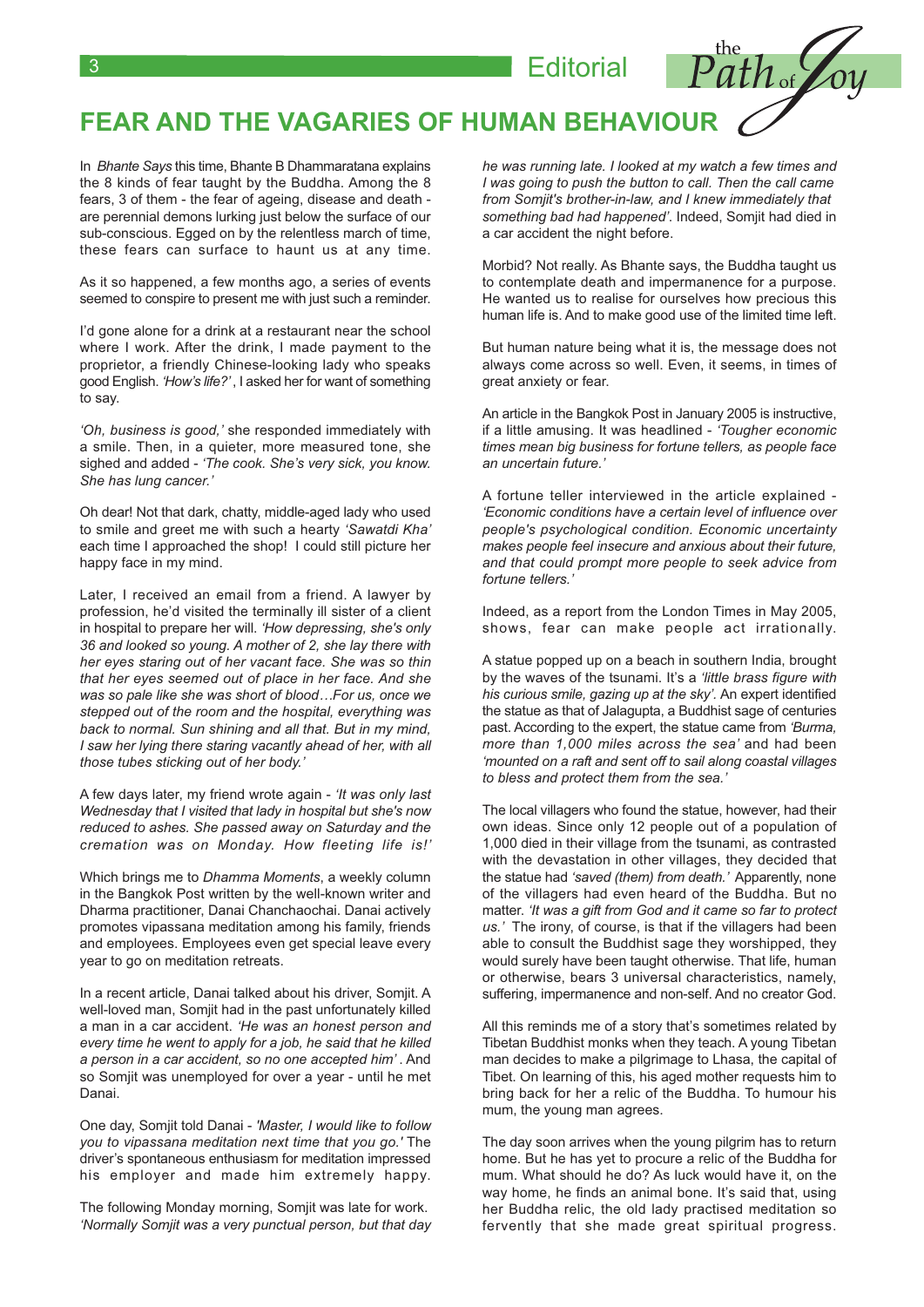# FEAR AND THE VAGARIES OF HUMAN BEHAVIOUR

In *Bhante Says* this time, Bhante B Dhammaratana explains the 8 kinds of fear taught by the Buddha. Among the 8 fears, 3 of them - the fear of ageing, disease and death - are perennial demons lurking just below the surface of our sub-conscious. Egged on by the relentless march of time, these fears can surface to haunt us at any time.

As it so happened, a few months ago, a series of events seemed to conspire to present me with just such a reminder.

I'd gone alone for a drink at a restaurant near the school where I work. After the drink, I made payment to the proprietor, a friendly Chinese-looking lady who speaks good English. *'How's life?'*, I asked her for want of something to say.

*'Oh, business is good,'* she responded immediately with a smile. Then, in a quieter, more measured tone, she sighed and added - *'The cook. She's very sick, you know. She has lung cancer.'*

Oh dear! Not that dark, chatty, middle-aged lady who used to smile and greet me with such a hearty *'Sawatdi Kha'* each time I approached the shop! I could still picture her happy face in my mind.

Later, I received an email from a friend. A lawyer by profession, he'd visited the terminally ill sister of a client in hospital to prepare her will. *'How depressing, she's only 36 and looked so young. A mother of 2, she lay there with her eyes staring out of her vacant face. She was so thin that her eyes seemed out of place in her face. And she was so pale like she was short of blood…For us, once we stepped out of the room and the hospital, everything was back to normal. Sun shining and all that. But in my mind, I saw her lying there staring vacantly ahead of her, with all those tubes sticking out of her body.'*

A few days later, my friend wrote again - *'It was only last Wednesday that I visited that lady in hospital but she's now reduced to ashes. She passed away on Saturday and the cremation was on Monday. How fleeting life is!'*

Which brings me to *Dhamma Moments*, a weekly column in the Bangkok Post written by the well-known writer and Dharma practitioner, Danai Chanchaochai. Danai actively promotes vipassana meditation among his family, friends and employees. Employees even get special leave every year to go on meditation retreats.

In a recent article, Danai talked about his driver, Somjit. A well-loved man, Somjit had in the past unfortunately killed a man in a car accident. *'He was an honest person and every time he went to apply for a job, he said that he killed a person in a car accident, so no one accepted him'*. And so Somjit was unemployed for over a year - until he met Danai.

One day, Somjit told Danai - *'Master, I would like to follow you to vipassana meditation next time that you go.'* The driver's spontaneous enthusiasm for meditation impressed his employer and made him extremely happy.

The following Monday morning, Somjit was late for work. *'Normally Somjit was a very punctual person, but that day he was running late. I looked at my watch a few times and I was going to push the button to call. Then the call came from Somjit's brother-in-law, and I knew immediately that something bad had happened'*. Indeed, Somjit had died in a car accident the night before.

Morbid? Not really. As Bhante says, the Buddha taught us to contemplate death and impermanence for a purpose. He wanted us to realise for ourselves how precious this human life is. And to make good use of the limited time left.

But human nature being what it is, the message does not always come across so well. Even, it seems, in times of great anxiety or fear.

An article in the Bangkok Post in January 2005 is instructive, if a little amusing. It was headlined - *'Tougher economic times mean big business for fortune tellers, as people face an uncertain future.'*

A fortune teller interviewed in the article explained - *'Economic conditions have a certain level of influence over people's psychological condition. Economic uncertainty makes people feel insecure and anxious about their future, and that could prompt more people to seek advice from fortune tellers.'*

Indeed, as a report from the London Times in May 2005, shows, fear can make people act irrationally.

A statue popped up on a beach in southern India, brought by the waves of the tsunami. It's a *'little brass figure with his curious smile, gazing up at the sky'*. An expert identified the statue as that of Jalagupta, a Buddhist sage of centuries past. According to the expert, the statue came from *'Burma, more than 1,000 miles across the sea'* and had been *'mounted on a raft and sent off to sail along coastal villages to bless and protect them from the sea.'*

The local villagers who found the statue, however, had their own ideas. Since only 12 people out of a population of 1,000 died in their village from the tsunami, as contrasted with the devastation in other villages, they decided that the statue had *'saved (them) from death.'* Apparently, none of the villagers had even heard of the Buddha. But no matter. *'It was a gift from God and it came so far to protect us.'* The irony, of course, is that if the villagers had been able to consult the Buddhist sage they worshipped, they would surely have been taught otherwise. That life, human or otherwise, bears 3 universal characteristics, namely, suffering, impermanence and non-self. And no creator God.

All this reminds me of a story that's sometimes related by Tibetan Buddhist monks when they teach. A young Tibetan man decides to make a pilgrimage to Lhasa, the capital of Tibet. On learning of this, his aged mother requests him to bring back for her a relic of the Buddha. To humour his mum, the young man agrees.

The day soon arrives when the young pilgrim has to return home. But he has yet to procure a relic of the Buddha for mum. What should he do? As luck would have it, on the way home, he finds an animal bone. It's said that, using her Buddha relic, the old lady practised meditation so fervently that she made great spiritual progress.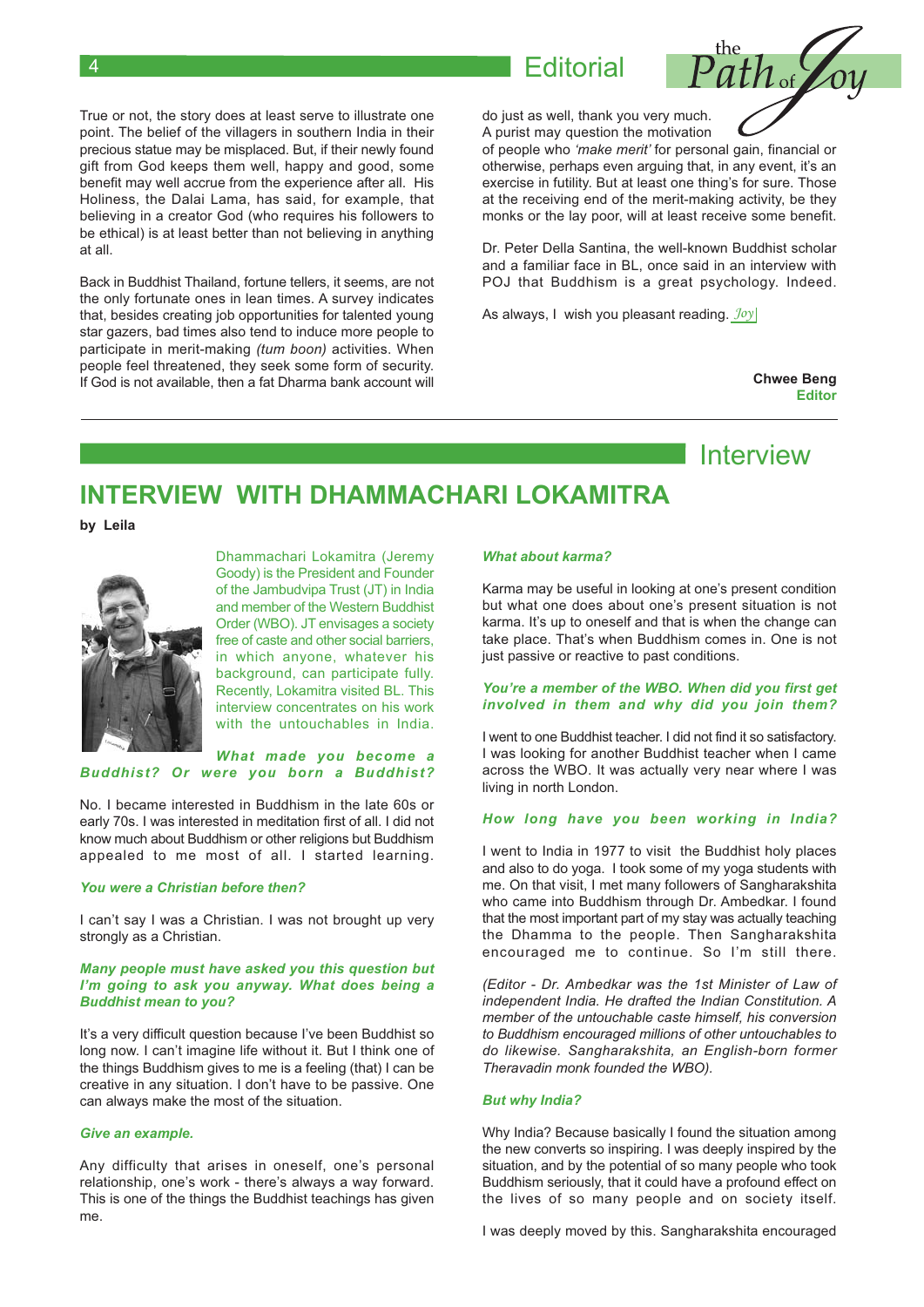## Editorial

True or not, the story does at least serve to illustrate one point. The belief of the villagers in southern India in their precious statue may be misplaced. But, if their newly found gift from God keeps them well, happy and good, some benefit may well accrue from the experience after all. His Holiness, the Dalai Lama, has said, for example, that believing in a creator God (who requires his followers to be ethical) is at least better than not believing in anything at all.

Back in Buddhist Thailand, fortune tellers, it seems, are not the only fortunate ones in lean times. A survey indicates that, besides creating job opportunities for talented young star gazers, bad times also tend to induce more people to participate in merit-making *(tum boon)* activities. When people feel threatened, they seek some form of security. If God is not available, then a fat Dharma bank account will do just as well, thank you very much.

A purist may question the motivation of people who *'make merit'* for personal gain, financial or otherwise, perhaps even arguing that, in any event, it's an exercise in futility. But at least one thing's for sure. Those at the receiving end of the merit-making activity, be they monks or the lay poor, will at least receive some benefit.

Dr. Peter Della Santina, the well-known Buddhist scholar and a familiar face in BL, once said in an interview with POJ that Buddhism is a great psychology. Indeed.

As always, I wish you pleasant reading. *Joy*

**Chwee Beng**
**Editor**

---

## Interview

# INTERVIEW WITH DHAMMACHARI LOKAMITRA

**by Leila**

Dhammachari Lokamitra (Jeremy Goody) is the President and Founder of the Jambudvipa Trust (JT) in India and member of the Western Buddhist Order (WBO). JT envisages a society free of caste and other social barriers, in which anyone, whatever his background, can participate fully. Recently, Lokamitra visited BL. This interview concentrates on his work with the untouchables in India.

***What made you become a Buddhist? Or were you born a Buddhist?***

No. I became interested in Buddhism in the late 60s or early 70s. I was interested in meditation first of all. I did not know much about Buddhism or other religions but Buddhism appealed to me most of all. I started learning.

***You were a Christian before then?***

I can't say I was a Christian. I was not brought up very strongly as a Christian.

***Many people must have asked you this question but I'm going to ask you anyway. What does being a Buddhist mean to you?***

It's a very difficult question because I've been Buddhist so long now. I can't imagine life without it. But I think one of the things Buddhism gives to me is a feeling (that) I can be creative in any situation. I don't have to be passive. One can always make the most of the situation.

***Give an example.***

Any difficulty that arises in oneself, one's personal relationship, one's work - there's always a way forward. This is one of the things the Buddhist teachings has given me.

***What about karma?***

Karma may be useful in looking at one's present condition but what one does about one's present situation is not karma. It's up to oneself and that is when the change can take place. That's when Buddhism comes in. One is not just passive or reactive to past conditions.

***You're a member of the WBO. When did you first get involved in them and why did you join them?***

I went to one Buddhist teacher. I did not find it so satisfactory. I was looking for another Buddhist teacher when I came across the WBO. It was actually very near where I was living in north London.

***How long have you been working in India?***

I went to India in 1977 to visit the Buddhist holy places and also to do yoga. I took some of my yoga students with me. On that visit, I met many followers of Sangharakshita who came into Buddhism through Dr. Ambedkar. I found that the most important part of my stay was actually teaching the Dhamma to the people. Then Sangharakshita encouraged me to continue. So I'm still there.

*(Editor - Dr. Ambedkar was the 1st Minister of Law of independent India. He drafted the Indian Constitution. A member of the untouchable caste himself, his conversion to Buddhism encouraged millions of other untouchables to do likewise. Sangharakshita, an English-born former Theravadin monk founded the WBO).*

***But why India?***

Why India? Because basically I found the situation among the new converts so inspiring. I was deeply inspired by the situation, and by the potential of so many people who took Buddhism seriously, that it could have a profound effect on the lives of so many people and on society itself.

I was deeply moved by this. Sangharakshita encouraged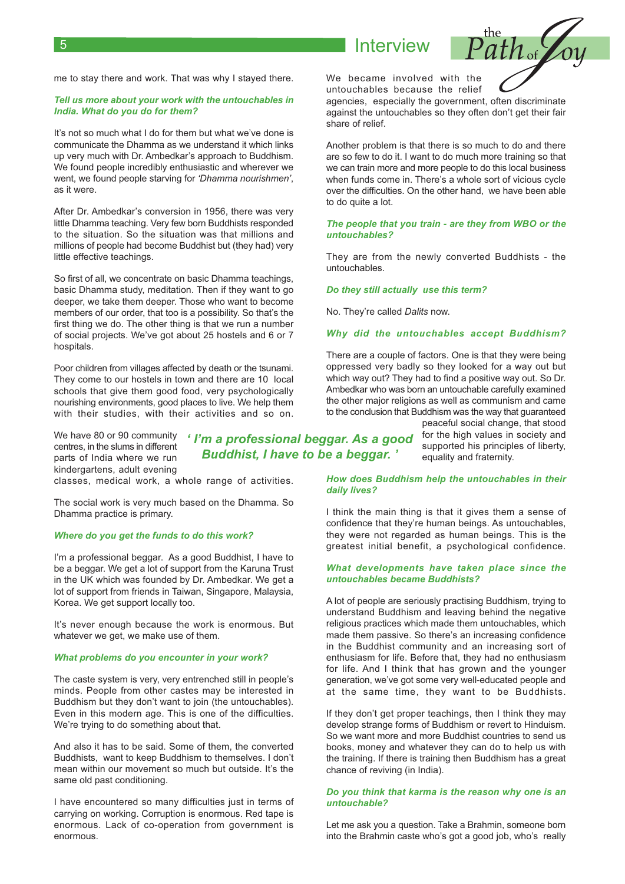me to stay there and work. That was why I stayed there.

***Tell us more about your work with the untouchables in India. What do you do for them?***

It's not so much what I do for them but what we've done is communicate the Dhamma as we understand it which links up very much with Dr. Ambedkar's approach to Buddhism. We found people incredibly enthusiastic and wherever we went, we found people starving for *'Dhamma nourishmen'*, as it were.

After Dr. Ambedkar's conversion in 1956, there was very little Dhamma teaching. Very few born Buddhists responded to the situation. So the situation was that millions and millions of people had become Buddhist but (they had) very little effective teachings.

So first of all, we concentrate on basic Dhamma teachings, basic Dhamma study, meditation. Then if they want to go deeper, we take them deeper. Those who want to become members of our order, that too is a possibility. So that's the first thing we do. The other thing is that we run a number of social projects. We've got about 25 hostels and 6 or 7 hospitals.

Poor children from villages affected by death or the tsunami. They come to our hostels in town and there are 10 local schools that give them good food, very psychologically nourishing environments, good places to live. We help them with their studies, with their activities and so on.

We have 80 or 90 community centres, in the slums in different parts of India where we run kindergartens, adult evening classes, medical work, a whole range of activities.

***' I'm a professional beggar. As a good Buddhist, I have to be a beggar. '***

The social work is very much based on the Dhamma. So Dhamma practice is primary.

***Where do you get the funds to do this work?***

I'm a professional beggar. As a good Buddhist, I have to be a beggar. We get a lot of support from the Karuna Trust in the UK which was founded by Dr. Ambedkar. We get a lot of support from friends in Taiwan, Singapore, Malaysia, Korea. We get support locally too.

It's never enough because the work is enormous. But whatever we get, we make use of them.

***What problems do you encounter in your work?***

The caste system is very, very entrenched still in people's minds. People from other castes may be interested in Buddhism but they don't want to join (the untouchables). Even in this modern age. This is one of the difficulties. We're trying to do something about that.

And also it has to be said. Some of them, the converted Buddhists, want to keep Buddhism to themselves. I don't mean within our movement so much but outside. It's the same old past conditioning.

I have encountered so many difficulties just in terms of carrying on working. Corruption is enormous. Red tape is enormous. Lack of co-operation from government is enormous.

We became involved with the untouchables because the relief agencies, especially the government, often discriminate against the untouchables so they often don't get their fair share of relief.

Another problem is that there is so much to do and there are so few to do it. I want to do much more training so that we can train more and more people to do this local business when funds come in. There's a whole sort of vicious cycle over the difficulties. On the other hand, we have been able to do quite a lot.

***The people that you train - are they from WBO or the untouchables?***

They are from the newly converted Buddhists - the untouchables.

***Do they still actually use this term?***

No. They're called *Dalits* now.

***Why did the untouchables accept Buddhism?***

There are a couple of factors. One is that they were being oppressed very badly so they looked for a way out but which way out? They had to find a positive way out. So Dr. Ambedkar who was born an untouchable carefully examined the other major religions as well as communism and came to the conclusion that Buddhism was the way that guaranteed peaceful social change, that stood for the high values in society and supported his principles of liberty, equality and fraternity.

***How does Buddhism help the untouchables in their daily lives?***

I think the main thing is that it gives them a sense of confidence that they're human beings. As untouchables, they were not regarded as human beings. This is the greatest initial benefit, a psychological confidence.

***What developments have taken place since the untouchables became Buddhists?***

A lot of people are seriously practising Buddhism, trying to understand Buddhism and leaving behind the negative religious practices which made them untouchables, which made them passive. So there's an increasing confidence in the Buddhist community and an increasing sort of enthusiasm for life. Before that, they had no enthusiasm for life. And I think that has grown and the younger generation, we've got some very well-educated people and at the same time, they want to be Buddhists.

If they don't get proper teachings, then I think they may develop strange forms of Buddhism or revert to Hinduism. So we want more and more Buddhist countries to send us books, money and whatever they can do to help us with the training. If there is training then Buddhism has a great chance of reviving (in India).

***Do you think that karma is the reason why one is an untouchable?***

Let me ask you a question. Take a Brahmin, someone born into the Brahmin caste who's got a good job, who's really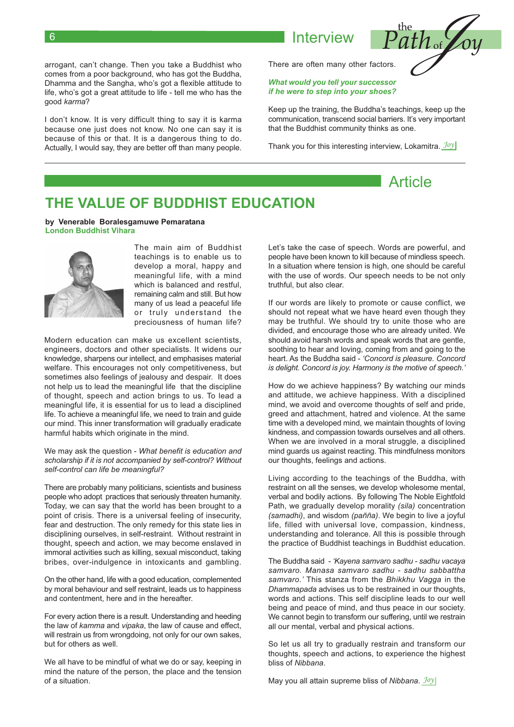arrogant, can't change. Then you take a Buddhist who comes from a poor background, who has got the Buddha, Dhamma and the Sangha, who's got a flexible attitude to life, who's got a great attitude to life - tell me who has the good *karma*?

I don't know. It is very difficult thing to say it is karma because one just does not know. No one can say it is because of this or that. It is a dangerous thing to do. Actually, I would say, they are better off than many people. There are often many other factors.

***What would you tell your successor if he were to step into your shoes?***

Keep up the training, the Buddha's teachings, keep up the communication, transcend social barriers. It's very important that the Buddhist community thinks as one.

Thank you for this interesting interview, Lokamitra. *Joy*

---

Article

# THE VALUE OF BUDDHIST EDUCATION

**by Venerable Boralesgamuwe Pemaratana**
**London Buddhist Vihara**

The main aim of Buddhist teachings is to enable us to develop a moral, happy and meaningful life, with a mind which is balanced and restful, remaining calm and still. But how many of us lead a peaceful life or truly understand the preciousness of human life?

Modern education can make us excellent scientists, engineers, doctors and other specialists. It widens our knowledge, sharpens our intellect, and emphasises material welfare. This encourages not only competitiveness, but sometimes also feelings of jealousy and despair. It does not help us to lead the meaningful life that the discipline of thought, speech and action brings to us. To lead a meaningful life, it is essential for us to lead a disciplined life. To achieve a meaningful life, we need to train and guide our mind. This inner transformation will gradually eradicate harmful habits which originate in the mind.

We may ask the question - *What benefit is education and scholarship if it is not accompanied by self-control? Without self-control can life be meaningful?*

There are probably many politicians, scientists and business people who adopt practices that seriously threaten humanity. Today, we can say that the world has been brought to a point of crisis. There is a universal feeling of insecurity, fear and destruction. The only remedy for this state lies in disciplining ourselves, in self-restraint. Without restraint in thought, speech and action, we may become enslaved in immoral activities such as killing, sexual misconduct, taking bribes, over-indulgence in intoxicants and gambling.

On the other hand, life with a good education, complemented by moral behaviour and self restraint, leads us to happiness and contentment, here and in the hereafter.

For every action there is a result. Understanding and heeding the law of *kamma* and *vipaka*, the law of cause and effect, will restrain us from wrongdoing, not only for our own sakes, but for others as well.

We all have to be mindful of what we do or say, keeping in mind the nature of the person, the place and the tension of a situation.

Let's take the case of speech. Words are powerful, and people have been known to kill because of mindless speech. In a situation where tension is high, one should be careful with the use of words. Our speech needs to be not only truthful, but also clear.

If our words are likely to promote or cause conflict, we should not repeat what we have heard even though they may be truthful. We should try to unite those who are divided, and encourage those who are already united. We should avoid harsh words and speak words that are gentle, soothing to hear and loving, coming from and going to the heart. As the Buddha said - *'Concord is pleasure. Concord is delight. Concord is joy. Harmony is the motive of speech.'*

How do we achieve happiness? By watching our minds and attitude, we achieve happiness. With a disciplined mind, we avoid and overcome thoughts of self and pride, greed and attachment, hatred and violence. At the same time with a developed mind, we maintain thoughts of loving kindness, and compassion towards ourselves and all others. When we are involved in a moral struggle, a disciplined mind guards us against reacting. This mindfulness monitors our thoughts, feelings and actions.

Living according to the teachings of the Buddha, with restraint on all the senses, we develop wholesome mental, verbal and bodily actions. By following The Noble Eightfold Path, we gradually develop morality *(sila)* concentration *(samadhi)*, and wisdom *(pañña)*. We begin to live a joyful life, filled with universal love, compassion, kindness, understanding and tolerance. All this is possible through the practice of Buddhist teachings in Buddhist education.

The Buddha said - *'Kayena samvaro sadhu - sadhu vacaya samvaro. Manasa samvaro sadhu - sadhu sabbattha samvaro.'* This stanza from the *Bhikkhu Vagga* in the *Dhammapada* advises us to be restrained in our thoughts, words and actions. This self discipline leads to our well being and peace of mind, and thus peace in our society. We cannot begin to transform our suffering, until we restrain all our mental, verbal and physical actions.

So let us all try to gradually restrain and transform our thoughts, speech and actions, to experience the highest bliss of *Nibbana*.

May you all attain supreme bliss of *Nibbana*. *Joy*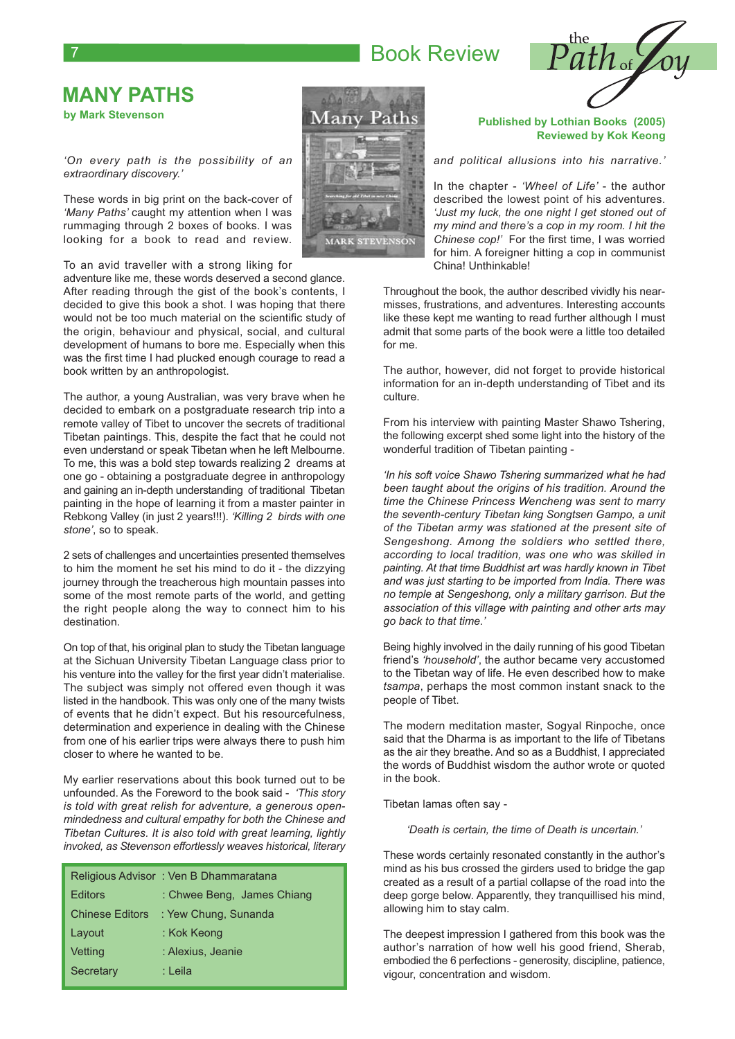# MANY PATHS

**by Mark Stevenson**

**Published by Lothian Books (2005)**
**Reviewed by Kok Keong**

*'On every path is the possibility of an extraordinary discovery.'*

These words in big print on the back-cover of *'Many Paths'* caught my attention when I was rummaging through 2 boxes of books. I was looking for a book to read and review.

To an avid traveller with a strong liking for adventure like me, these words deserved a second glance. After reading through the gist of the book's contents, I decided to give this book a shot. I was hoping that there would not be too much material on the scientific study of the origin, behaviour and physical, social, and cultural development of humans to bore me. Especially when this was the first time I had plucked enough courage to read a book written by an anthropologist.

The author, a young Australian, was very brave when he decided to embark on a postgraduate research trip into a remote valley of Tibet to uncover the secrets of traditional Tibetan paintings. This, despite the fact that he could not even understand or speak Tibetan when he left Melbourne. To me, this was a bold step towards realizing 2 dreams at one go - obtaining a postgraduate degree in anthropology and gaining an in-depth understanding of traditional Tibetan painting in the hope of learning it from a master painter in Rebkong Valley (in just 2 years!!!). *'Killing 2 birds with one stone'*, so to speak.

2 sets of challenges and uncertainties presented themselves to him the moment he set his mind to do it - the dizzying journey through the treacherous high mountain passes into some of the most remote parts of the world, and getting the right people along the way to connect him to his destination.

On top of that, his original plan to study the Tibetan language at the Sichuan University Tibetan Language class prior to his venture into the valley for the first year didn't materialise. The subject was simply not offered even though it was listed in the handbook. This was only one of the many twists of events that he didn't expect. But his resourcefulness, determination and experience in dealing with the Chinese from one of his earlier trips were always there to push him closer to where he wanted to be.

My earlier reservations about this book turned out to be unfounded. As the Foreword to the book said - *'This story is told with great relish for adventure, a generous open-mindedness and cultural empathy for both the Chinese and Tibetan Cultures. It is also told with great learning, lightly invoked, as Stevenson effortlessly weaves historical, literary and political allusions into his narrative.'*

In the chapter - *'Wheel of Life'* - the author described the lowest point of his adventures. *'Just my luck, the one night I get stoned out of my mind and there's a cop in my room. I hit the Chinese cop!'* For the first time, I was worried for him. A foreigner hitting a cop in communist China! Unthinkable!

Throughout the book, the author described vividly his near-misses, frustrations, and adventures. Interesting accounts like these kept me wanting to read further although I must admit that some parts of the book were a little too detailed for me.

The author, however, did not forget to provide historical information for an in-depth understanding of Tibet and its culture.

From his interview with painting Master Shawo Tshering, the following excerpt shed some light into the history of the wonderful tradition of Tibetan painting -

*'In his soft voice Shawo Tshering summarized what he had been taught about the origins of his tradition. Around the time the Chinese Princess Wencheng was sent to marry the seventh-century Tibetan king Songtsen Gampo, a unit of the Tibetan army was stationed at the present site of Sengeshong. Among the soldiers who settled there, according to local tradition, was one who was skilled in painting. At that time Buddhist art was hardly known in Tibet and was just starting to be imported from India. There was no temple at Sengeshong, only a military garrison. But the association of this village with painting and other arts may go back to that time.'*

Being highly involved in the daily running of his good Tibetan friend's *'household'*, the author became very accustomed to the Tibetan way of life. He even described how to make *tsampa*, perhaps the most common instant snack to the people of Tibet.

The modern meditation master, Sogyal Rinpoche, once said that the Dharma is as important to the life of Tibetans as the air they breathe. And so as a Buddhist, I appreciated the words of Buddhist wisdom the author wrote or quoted in the book.

Tibetan lamas often say -

> *'Death is certain, the time of Death is uncertain.'*

These words certainly resonated constantly in the author's mind as his bus crossed the girders used to bridge the gap created as a result of a partial collapse of the road into the deep gorge below. Apparently, they tranquillised his mind, allowing him to stay calm.

The deepest impression I gathered from this book was the author's narration of how well his good friend, Sherab, embodied the 6 perfections - generosity, discipline, patience, vigour, concentration and wisdom.

| | |
|---|---|
| Religious Advisor | : Ven B Dhammaratana |
| Editors | : Chwee Beng, James Chiang |
| Chinese Editors | : Yew Chung, Sunanda |
| Layout | : Kok Keong |
| Vetting | : Alexius, Jeanie |
| Secretary | : Leila |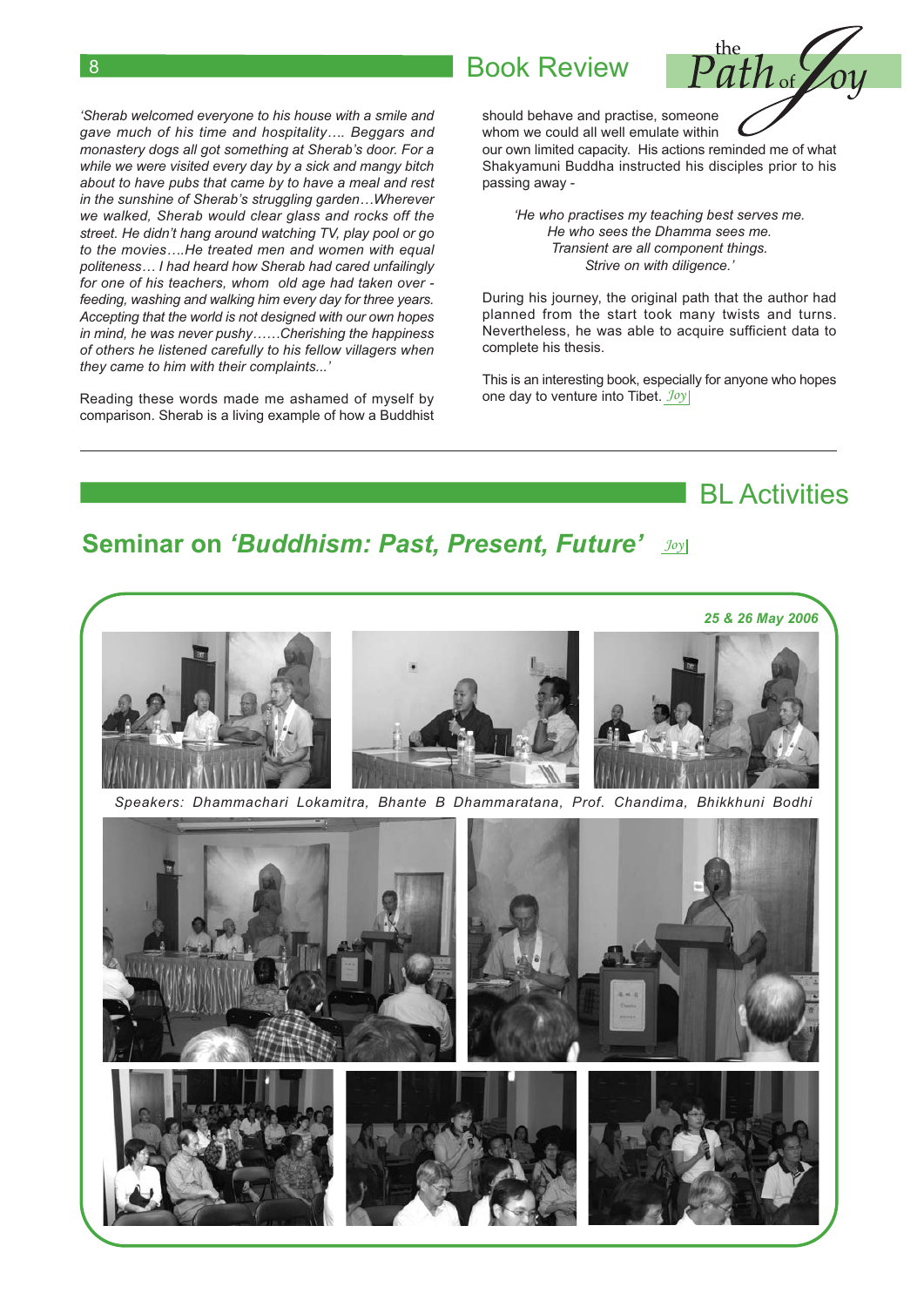## Book Review

*'Sherab welcomed everyone to his house with a smile and gave much of his time and hospitality…. Beggars and monastery dogs all got something at Sherab's door. For a while we were visited every day by a sick and mangy bitch about to have pubs that came by to have a meal and rest in the sunshine of Sherab's struggling garden…Wherever we walked, Sherab would clear glass and rocks off the street. He didn't hang around watching TV, play pool or go to the movies….He treated men and women with equal politeness… I had heard how Sherab had cared unfailingly for one of his teachers, whom old age had taken over - feeding, washing and walking him every day for three years. Accepting that the world is not designed with our own hopes in mind, he was never pushy……Cherishing the happiness of others he listened carefully to his fellow villagers when they came to him with their complaints...'*

Reading these words made me ashamed of myself by comparison. Sherab is a living example of how a Buddhist should behave and practise, someone whom we could all well emulate within our own limited capacity. His actions reminded me of what Shakyamuni Buddha instructed his disciples prior to his passing away -

*'He who practises my teaching best serves me.*
*He who sees the Dhamma sees me.*
*Transient are all component things.*
*Strive on with diligence.'*

During his journey, the original path that the author had planned from the start took many twists and turns. Nevertheless, he was able to acquire sufficient data to complete his thesis.

This is an interesting book, especially for anyone who hopes one day to venture into Tibet. *Joy*

## BL Activities

### Seminar on *'Buddhism: Past, Present, Future'*

*25 & 26 May 2006*

*Speakers: Dhammachari Lokamitra, Bhante B Dhammaratana, Prof. Chandima, Bhikkhuni Bodhi*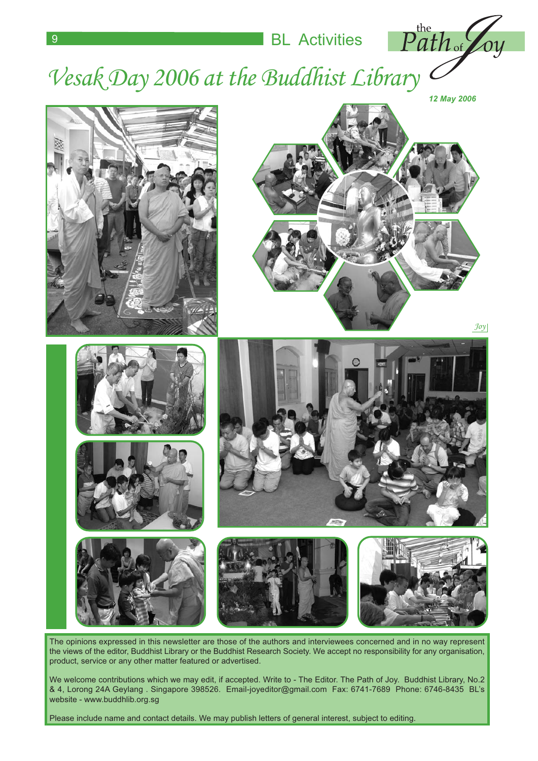# Vesak Day 2006 at the Buddhist Library

*12 May 2006*

The opinions expressed in this newsletter are those of the authors and interviewees concerned and in no way represent the views of the editor, Buddhist Library or the Buddhist Research Society. We accept no responsibility for any organisation, product, service or any other matter featured or advertised.

We welcome contributions which we may edit, if accepted. Write to - The Editor. The Path of Joy. Buddhist Library, No.2 & 4, Lorong 24A Geylang . Singapore 398526. Email-joyeditor@gmail.com Fax: 6741-7689 Phone: 6746-8435 BL's website - www.buddhlib.org.sg

Please include name and contact details. We may publish letters of general interest, subject to editing.